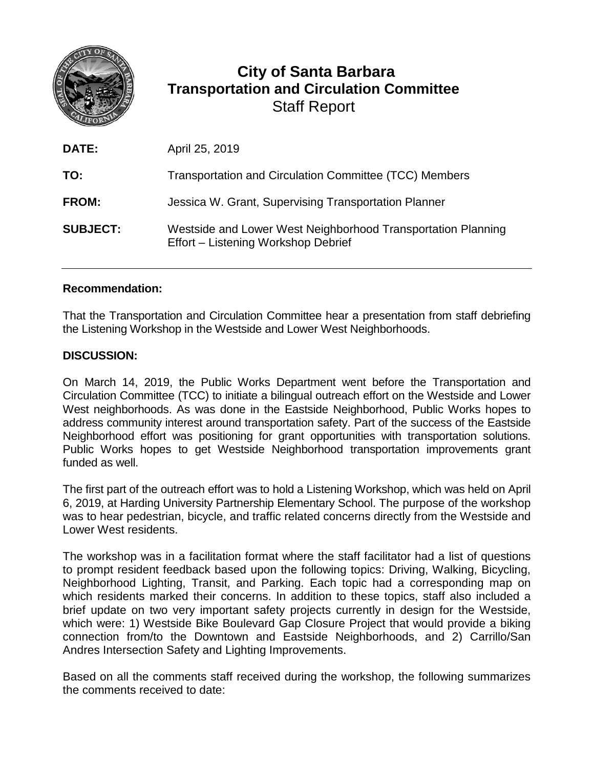# City of Santa Barbara
# Transportation and Circulation Committee
## Staff Report

| | |
|---|---|
| **DATE:** | April 25, 2019 |
| **TO:** | Transportation and Circulation Committee (TCC) Members |
| **FROM:** | Jessica W. Grant, Supervising Transportation Planner |
| **SUBJECT:** | Westside and Lower West Neighborhood Transportation Planning Effort – Listening Workshop Debrief |

---

**Recommendation:**

That the Transportation and Circulation Committee hear a presentation from staff debriefing the Listening Workshop in the Westside and Lower West Neighborhoods.

**DISCUSSION:**

On March 14, 2019, the Public Works Department went before the Transportation and Circulation Committee (TCC) to initiate a bilingual outreach effort on the Westside and Lower West neighborhoods. As was done in the Eastside Neighborhood, Public Works hopes to address community interest around transportation safety. Part of the success of the Eastside Neighborhood effort was positioning for grant opportunities with transportation solutions. Public Works hopes to get Westside Neighborhood transportation improvements grant funded as well.

The first part of the outreach effort was to hold a Listening Workshop, which was held on April 6, 2019, at Harding University Partnership Elementary School. The purpose of the workshop was to hear pedestrian, bicycle, and traffic related concerns directly from the Westside and Lower West residents.

The workshop was in a facilitation format where the staff facilitator had a list of questions to prompt resident feedback based upon the following topics: Driving, Walking, Bicycling, Neighborhood Lighting, Transit, and Parking. Each topic had a corresponding map on which residents marked their concerns. In addition to these topics, staff also included a brief update on two very important safety projects currently in design for the Westside, which were: 1) Westside Bike Boulevard Gap Closure Project that would provide a biking connection from/to the Downtown and Eastside Neighborhoods, and 2) Carrillo/San Andres Intersection Safety and Lighting Improvements.

Based on all the comments staff received during the workshop, the following summarizes the comments received to date: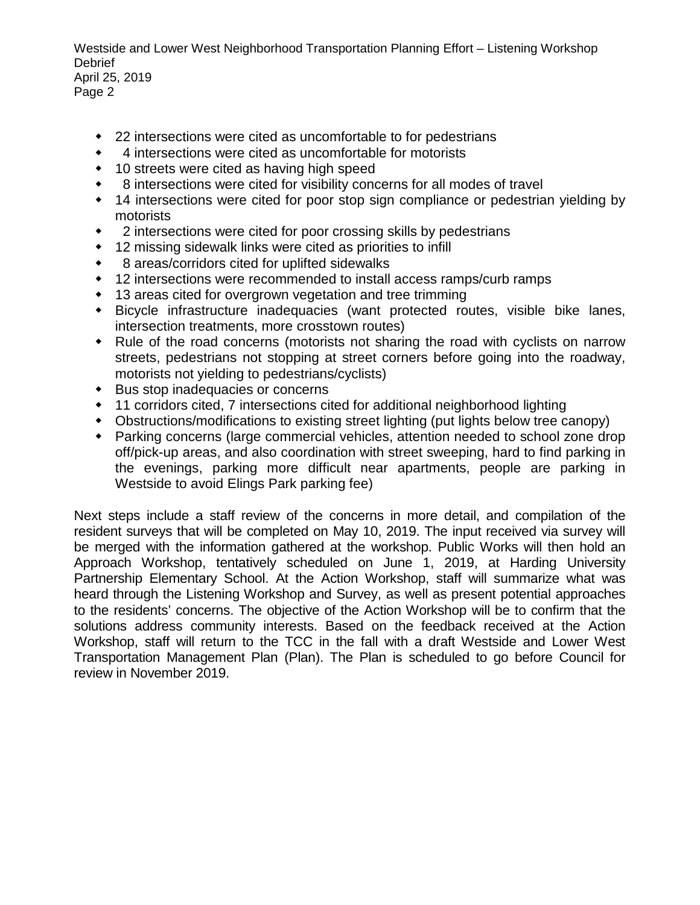- 22 intersections were cited as uncomfortable to for pedestrians
- 4 intersections were cited as uncomfortable for motorists
- 10 streets were cited as having high speed
- 8 intersections were cited for visibility concerns for all modes of travel
- 14 intersections were cited for poor stop sign compliance or pedestrian yielding by motorists
- 2 intersections were cited for poor crossing skills by pedestrians
- 12 missing sidewalk links were cited as priorities to infill
- 8 areas/corridors cited for uplifted sidewalks
- 12 intersections were recommended to install access ramps/curb ramps
- 13 areas cited for overgrown vegetation and tree trimming
- Bicycle infrastructure inadequacies (want protected routes, visible bike lanes, intersection treatments, more crosstown routes)
- Rule of the road concerns (motorists not sharing the road with cyclists on narrow streets, pedestrians not stopping at street corners before going into the roadway, motorists not yielding to pedestrians/cyclists)
- Bus stop inadequacies or concerns
- 11 corridors cited, 7 intersections cited for additional neighborhood lighting
- Obstructions/modifications to existing street lighting (put lights below tree canopy)
- Parking concerns (large commercial vehicles, attention needed to school zone drop off/pick-up areas, and also coordination with street sweeping, hard to find parking in the evenings, parking more difficult near apartments, people are parking in Westside to avoid Elings Park parking fee)

Next steps include a staff review of the concerns in more detail, and compilation of the resident surveys that will be completed on May 10, 2019. The input received via survey will be merged with the information gathered at the workshop. Public Works will then hold an Approach Workshop, tentatively scheduled on June 1, 2019, at Harding University Partnership Elementary School. At the Action Workshop, staff will summarize what was heard through the Listening Workshop and Survey, as well as present potential approaches to the residents' concerns. The objective of the Action Workshop will be to confirm that the solutions address community interests. Based on the feedback received at the Action Workshop, staff will return to the TCC in the fall with a draft Westside and Lower West Transportation Management Plan (Plan). The Plan is scheduled to go before Council for review in November 2019.